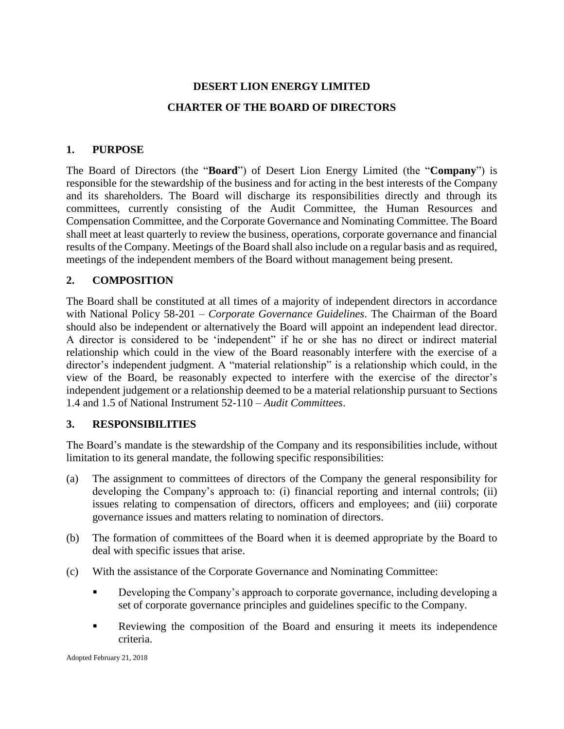# DESERT LION ENERGY LIMITED

# CHARTER OF THE BOARD OF DIRECTORS

## 1. PURPOSE

The Board of Directors (the "**Board**") of Desert Lion Energy Limited (the "**Company**") is responsible for the stewardship of the business and for acting in the best interests of the Company and its shareholders. The Board will discharge its responsibilities directly and through its committees, currently consisting of the Audit Committee, the Human Resources and Compensation Committee, and the Corporate Governance and Nominating Committee. The Board shall meet at least quarterly to review the business, operations, corporate governance and financial results of the Company. Meetings of the Board shall also include on a regular basis and as required, meetings of the independent members of the Board without management being present.

## 2. COMPOSITION

The Board shall be constituted at all times of a majority of independent directors in accordance with National Policy 58-201 – *Corporate Governance Guidelines*. The Chairman of the Board should also be independent or alternatively the Board will appoint an independent lead director. A director is considered to be 'independent" if he or she has no direct or indirect material relationship which could in the view of the Board reasonably interfere with the exercise of a director's independent judgment. A "material relationship" is a relationship which could, in the view of the Board, be reasonably expected to interfere with the exercise of the director's independent judgement or a relationship deemed to be a material relationship pursuant to Sections 1.4 and 1.5 of National Instrument 52-110 – *Audit Committees*.

## 3. RESPONSIBILITIES

The Board's mandate is the stewardship of the Company and its responsibilities include, without limitation to its general mandate, the following specific responsibilities:

(a) The assignment to committees of directors of the Company the general responsibility for developing the Company's approach to: (i) financial reporting and internal controls; (ii) issues relating to compensation of directors, officers and employees; and (iii) corporate governance issues and matters relating to nomination of directors.

(b) The formation of committees of the Board when it is deemed appropriate by the Board to deal with specific issues that arise.

(c) With the assistance of the Corporate Governance and Nominating Committee:

- Developing the Company's approach to corporate governance, including developing a set of corporate governance principles and guidelines specific to the Company.
- Reviewing the composition of the Board and ensuring it meets its independence criteria.

Adopted February 21, 2018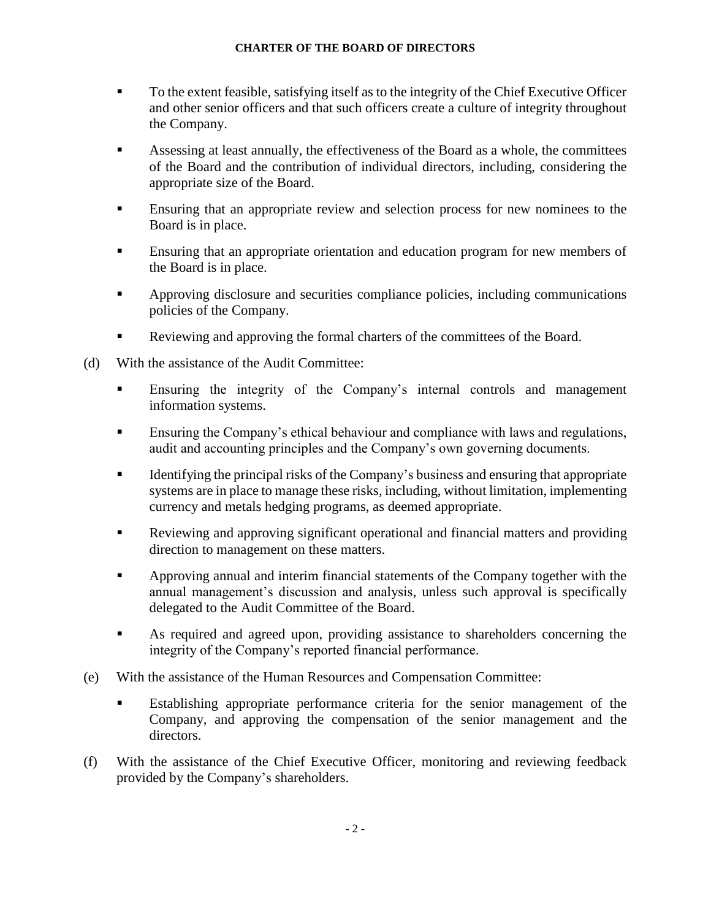- To the extent feasible, satisfying itself as to the integrity of the Chief Executive Officer and other senior officers and that such officers create a culture of integrity throughout the Company.
- Assessing at least annually, the effectiveness of the Board as a whole, the committees of the Board and the contribution of individual directors, including, considering the appropriate size of the Board.
- Ensuring that an appropriate review and selection process for new nominees to the Board is in place.
- Ensuring that an appropriate orientation and education program for new members of the Board is in place.
- Approving disclosure and securities compliance policies, including communications policies of the Company.
- Reviewing and approving the formal charters of the committees of the Board.

(d) With the assistance of the Audit Committee:

- Ensuring the integrity of the Company's internal controls and management information systems.
- Ensuring the Company's ethical behaviour and compliance with laws and regulations, audit and accounting principles and the Company's own governing documents.
- Identifying the principal risks of the Company's business and ensuring that appropriate systems are in place to manage these risks, including, without limitation, implementing currency and metals hedging programs, as deemed appropriate.
- Reviewing and approving significant operational and financial matters and providing direction to management on these matters.
- Approving annual and interim financial statements of the Company together with the annual management's discussion and analysis, unless such approval is specifically delegated to the Audit Committee of the Board.
- As required and agreed upon, providing assistance to shareholders concerning the integrity of the Company's reported financial performance.

(e) With the assistance of the Human Resources and Compensation Committee:

- Establishing appropriate performance criteria for the senior management of the Company, and approving the compensation of the senior management and the directors.

(f) With the assistance of the Chief Executive Officer, monitoring and reviewing feedback provided by the Company's shareholders.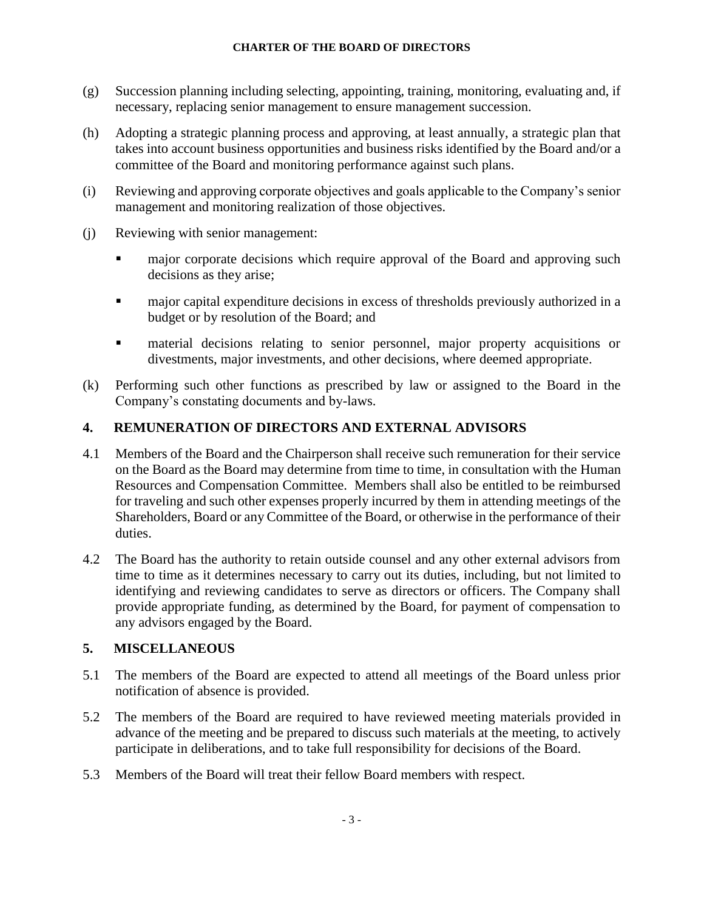(g) Succession planning including selecting, appointing, training, monitoring, evaluating and, if necessary, replacing senior management to ensure management succession.

(h) Adopting a strategic planning process and approving, at least annually, a strategic plan that takes into account business opportunities and business risks identified by the Board and/or a committee of the Board and monitoring performance against such plans.

(i) Reviewing and approving corporate objectives and goals applicable to the Company's senior management and monitoring realization of those objectives.

(j) Reviewing with senior management:

- major corporate decisions which require approval of the Board and approving such decisions as they arise;
- major capital expenditure decisions in excess of thresholds previously authorized in a budget or by resolution of the Board; and
- material decisions relating to senior personnel, major property acquisitions or divestments, major investments, and other decisions, where deemed appropriate.

(k) Performing such other functions as prescribed by law or assigned to the Board in the Company's constating documents and by-laws.

## 4. REMUNERATION OF DIRECTORS AND EXTERNAL ADVISORS

4.1 Members of the Board and the Chairperson shall receive such remuneration for their service on the Board as the Board may determine from time to time, in consultation with the Human Resources and Compensation Committee. Members shall also be entitled to be reimbursed for traveling and such other expenses properly incurred by them in attending meetings of the Shareholders, Board or any Committee of the Board, or otherwise in the performance of their duties.

4.2 The Board has the authority to retain outside counsel and any other external advisors from time to time as it determines necessary to carry out its duties, including, but not limited to identifying and reviewing candidates to serve as directors or officers. The Company shall provide appropriate funding, as determined by the Board, for payment of compensation to any advisors engaged by the Board.

## 5. MISCELLANEOUS

5.1 The members of the Board are expected to attend all meetings of the Board unless prior notification of absence is provided.

5.2 The members of the Board are required to have reviewed meeting materials provided in advance of the meeting and be prepared to discuss such materials at the meeting, to actively participate in deliberations, and to take full responsibility for decisions of the Board.

5.3 Members of the Board will treat their fellow Board members with respect.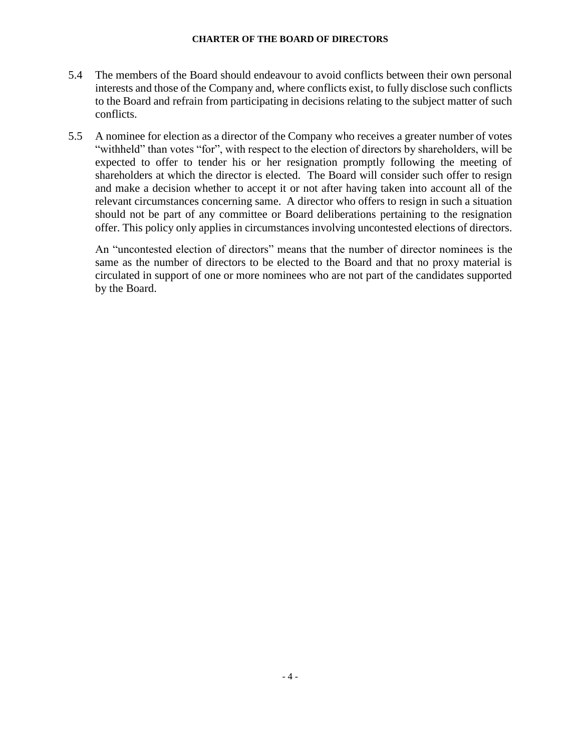5.4 The members of the Board should endeavour to avoid conflicts between their own personal interests and those of the Company and, where conflicts exist, to fully disclose such conflicts to the Board and refrain from participating in decisions relating to the subject matter of such conflicts.

5.5 A nominee for election as a director of the Company who receives a greater number of votes "withheld" than votes "for", with respect to the election of directors by shareholders, will be expected to offer to tender his or her resignation promptly following the meeting of shareholders at which the director is elected. The Board will consider such offer to resign and make a decision whether to accept it or not after having taken into account all of the relevant circumstances concerning same. A director who offers to resign in such a situation should not be part of any committee or Board deliberations pertaining to the resignation offer. This policy only applies in circumstances involving uncontested elections of directors.

An "uncontested election of directors" means that the number of director nominees is the same as the number of directors to be elected to the Board and that no proxy material is circulated in support of one or more nominees who are not part of the candidates supported by the Board.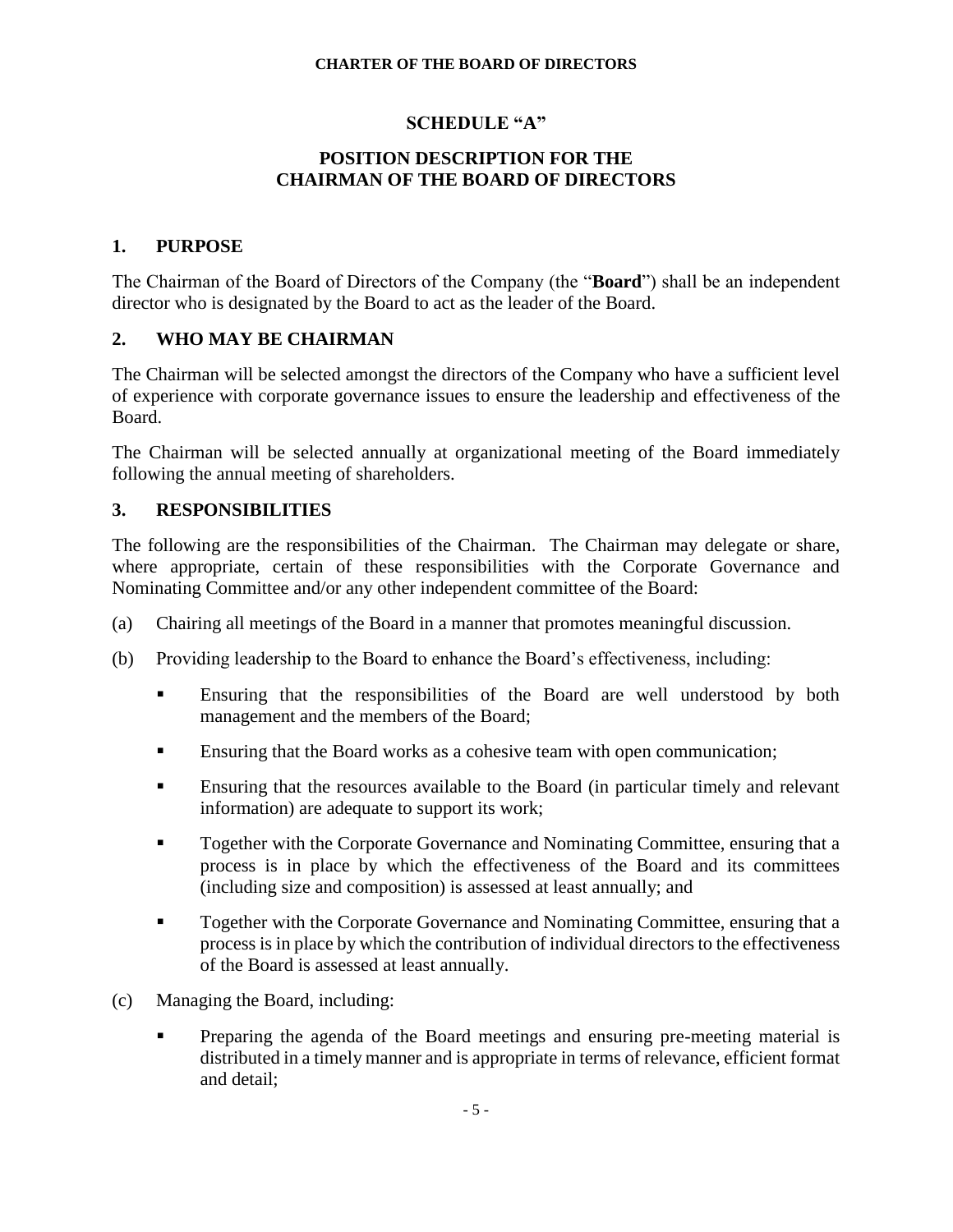**CHARTER OF THE BOARD OF DIRECTORS**

# SCHEDULE "A"

# POSITION DESCRIPTION FOR THE CHAIRMAN OF THE BOARD OF DIRECTORS

## 1. PURPOSE

The Chairman of the Board of Directors of the Company (the "**Board**") shall be an independent director who is designated by the Board to act as the leader of the Board.

## 2. WHO MAY BE CHAIRMAN

The Chairman will be selected amongst the directors of the Company who have a sufficient level of experience with corporate governance issues to ensure the leadership and effectiveness of the Board.

The Chairman will be selected annually at organizational meeting of the Board immediately following the annual meeting of shareholders.

## 3. RESPONSIBILITIES

The following are the responsibilities of the Chairman. The Chairman may delegate or share, where appropriate, certain of these responsibilities with the Corporate Governance and Nominating Committee and/or any other independent committee of the Board:

(a) Chairing all meetings of the Board in a manner that promotes meaningful discussion.

(b) Providing leadership to the Board to enhance the Board's effectiveness, including:

- Ensuring that the responsibilities of the Board are well understood by both management and the members of the Board;
- Ensuring that the Board works as a cohesive team with open communication;
- Ensuring that the resources available to the Board (in particular timely and relevant information) are adequate to support its work;
- Together with the Corporate Governance and Nominating Committee, ensuring that a process is in place by which the effectiveness of the Board and its committees (including size and composition) is assessed at least annually; and
- Together with the Corporate Governance and Nominating Committee, ensuring that a process is in place by which the contribution of individual directors to the effectiveness of the Board is assessed at least annually.

(c) Managing the Board, including:

- Preparing the agenda of the Board meetings and ensuring pre-meeting material is distributed in a timely manner and is appropriate in terms of relevance, efficient format and detail;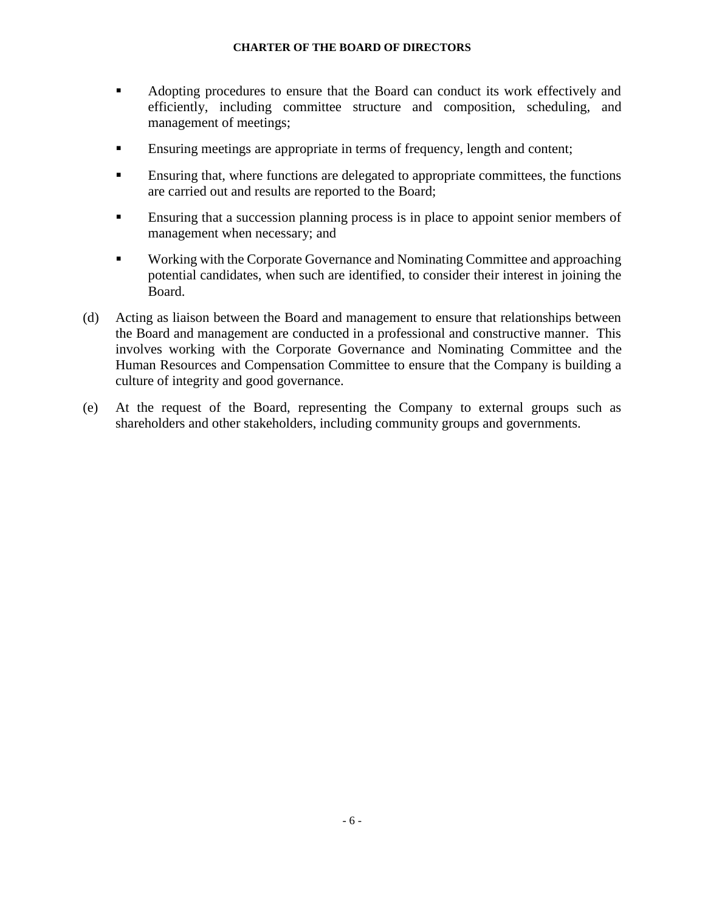- Adopting procedures to ensure that the Board can conduct its work effectively and efficiently, including committee structure and composition, scheduling, and management of meetings;
- Ensuring meetings are appropriate in terms of frequency, length and content;
- Ensuring that, where functions are delegated to appropriate committees, the functions are carried out and results are reported to the Board;
- Ensuring that a succession planning process is in place to appoint senior members of management when necessary; and
- Working with the Corporate Governance and Nominating Committee and approaching potential candidates, when such are identified, to consider their interest in joining the Board.

(d) Acting as liaison between the Board and management to ensure that relationships between the Board and management are conducted in a professional and constructive manner. This involves working with the Corporate Governance and Nominating Committee and the Human Resources and Compensation Committee to ensure that the Company is building a culture of integrity and good governance.

(e) At the request of the Board, representing the Company to external groups such as shareholders and other stakeholders, including community groups and governments.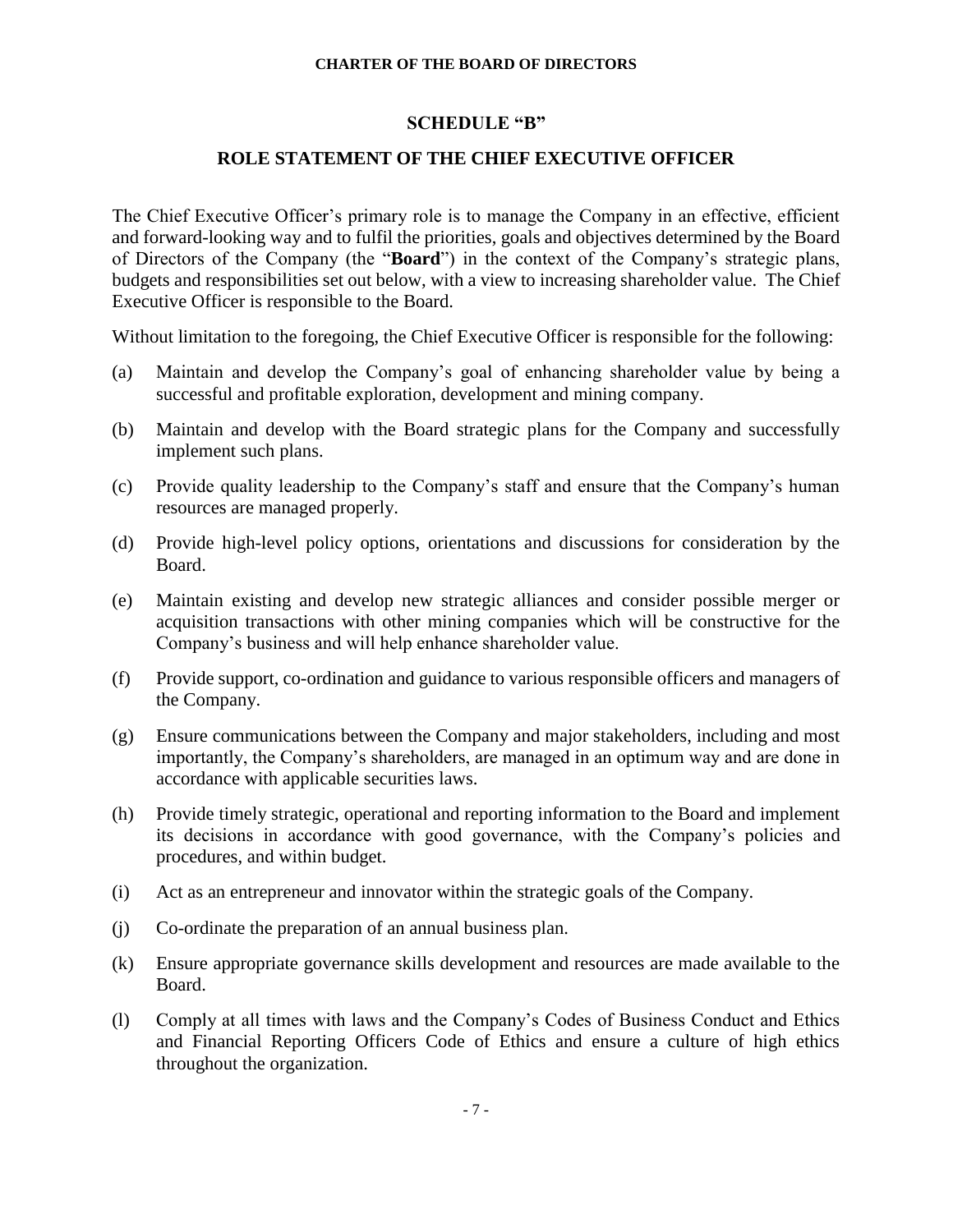## SCHEDULE "B"

## ROLE STATEMENT OF THE CHIEF EXECUTIVE OFFICER

The Chief Executive Officer's primary role is to manage the Company in an effective, efficient and forward-looking way and to fulfil the priorities, goals and objectives determined by the Board of Directors of the Company (the "**Board**") in the context of the Company's strategic plans, budgets and responsibilities set out below, with a view to increasing shareholder value. The Chief Executive Officer is responsible to the Board.

Without limitation to the foregoing, the Chief Executive Officer is responsible for the following:

(a) Maintain and develop the Company's goal of enhancing shareholder value by being a successful and profitable exploration, development and mining company.

(b) Maintain and develop with the Board strategic plans for the Company and successfully implement such plans.

(c) Provide quality leadership to the Company's staff and ensure that the Company's human resources are managed properly.

(d) Provide high-level policy options, orientations and discussions for consideration by the Board.

(e) Maintain existing and develop new strategic alliances and consider possible merger or acquisition transactions with other mining companies which will be constructive for the Company's business and will help enhance shareholder value.

(f) Provide support, co-ordination and guidance to various responsible officers and managers of the Company.

(g) Ensure communications between the Company and major stakeholders, including and most importantly, the Company's shareholders, are managed in an optimum way and are done in accordance with applicable securities laws.

(h) Provide timely strategic, operational and reporting information to the Board and implement its decisions in accordance with good governance, with the Company's policies and procedures, and within budget.

(i) Act as an entrepreneur and innovator within the strategic goals of the Company.

(j) Co-ordinate the preparation of an annual business plan.

(k) Ensure appropriate governance skills development and resources are made available to the Board.

(l) Comply at all times with laws and the Company's Codes of Business Conduct and Ethics and Financial Reporting Officers Code of Ethics and ensure a culture of high ethics throughout the organization.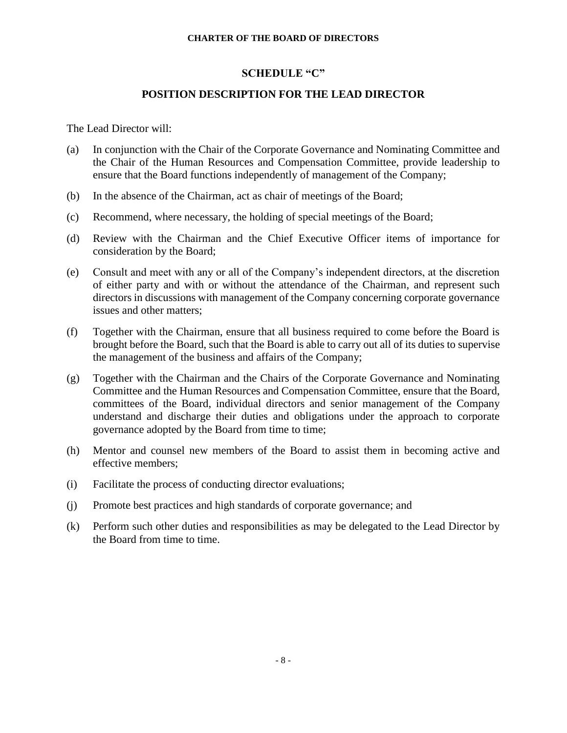## SCHEDULE "C"

## POSITION DESCRIPTION FOR THE LEAD DIRECTOR

The Lead Director will:

(a) In conjunction with the Chair of the Corporate Governance and Nominating Committee and the Chair of the Human Resources and Compensation Committee, provide leadership to ensure that the Board functions independently of management of the Company;

(b) In the absence of the Chairman, act as chair of meetings of the Board;

(c) Recommend, where necessary, the holding of special meetings of the Board;

(d) Review with the Chairman and the Chief Executive Officer items of importance for consideration by the Board;

(e) Consult and meet with any or all of the Company's independent directors, at the discretion of either party and with or without the attendance of the Chairman, and represent such directors in discussions with management of the Company concerning corporate governance issues and other matters;

(f) Together with the Chairman, ensure that all business required to come before the Board is brought before the Board, such that the Board is able to carry out all of its duties to supervise the management of the business and affairs of the Company;

(g) Together with the Chairman and the Chairs of the Corporate Governance and Nominating Committee and the Human Resources and Compensation Committee, ensure that the Board, committees of the Board, individual directors and senior management of the Company understand and discharge their duties and obligations under the approach to corporate governance adopted by the Board from time to time;

(h) Mentor and counsel new members of the Board to assist them in becoming active and effective members;

(i) Facilitate the process of conducting director evaluations;

(j) Promote best practices and high standards of corporate governance; and

(k) Perform such other duties and responsibilities as may be delegated to the Lead Director by the Board from time to time.